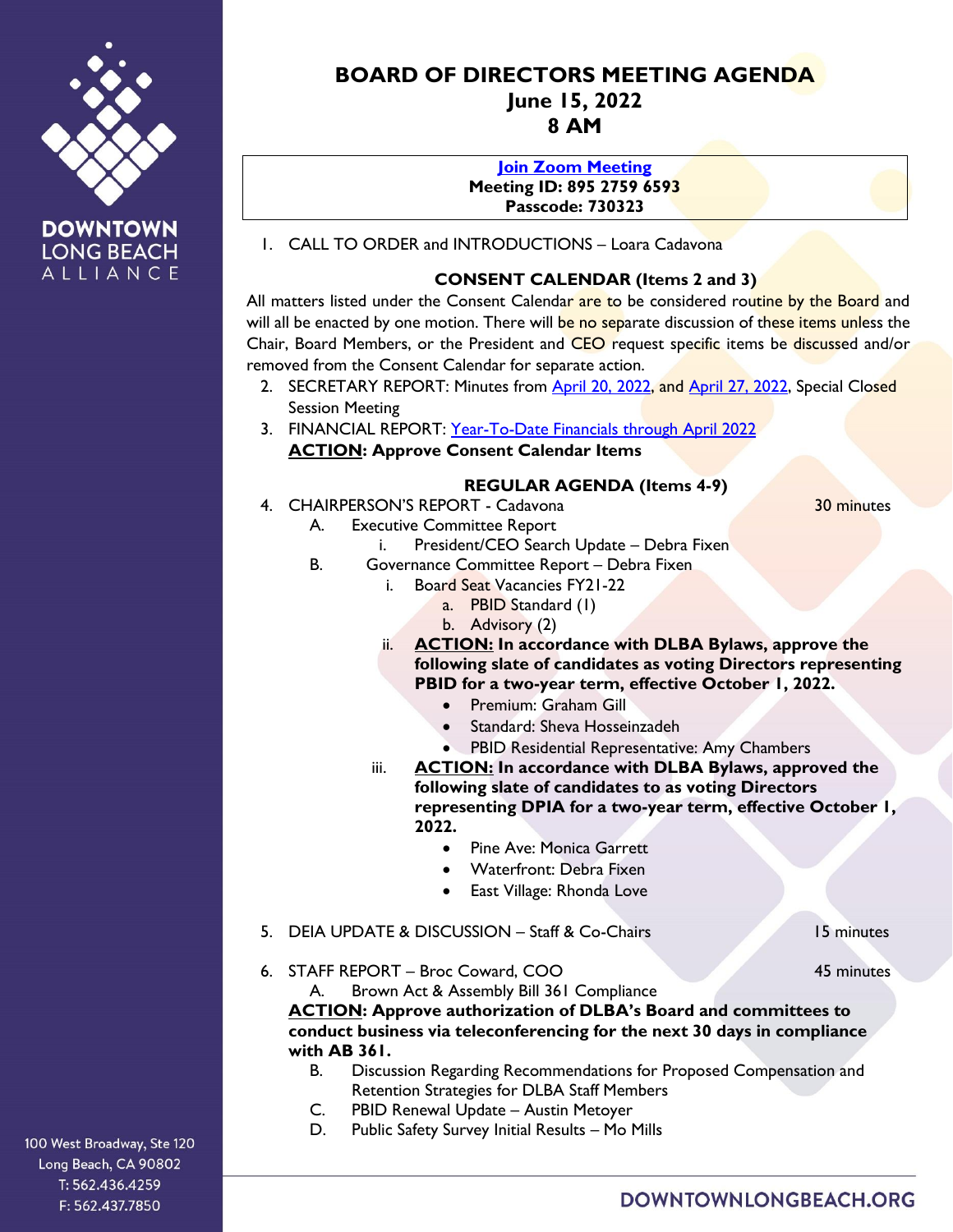DOWNTOWN LONG BEACH ALLIANCE

# BOARD OF DIRECTORS MEETING AGENDA
## June 15, 2022
## 8 AM

**Join Zoom Meeting**
**Meeting ID: 895 2759 6593**
**Passcode: 730323**

1. CALL TO ORDER and INTRODUCTIONS – Loara Cadavona

### CONSENT CALENDAR (Items 2 and 3)

All matters listed under the Consent Calendar are to be considered routine by the Board and will all be enacted by one motion. There will be no separate discussion of these items unless the Chair, Board Members, or the President and CEO request specific items be discussed and/or removed from the Consent Calendar for separate action.

2. SECRETARY REPORT: Minutes from April 20, 2022, and April 27, 2022, Special Closed Session Meeting
3. FINANCIAL REPORT: Year-To-Date Financials through April 2022
   **ACTION: Approve Consent Calendar Items**

### REGULAR AGENDA (Items 4-9)

4. CHAIRPERSON'S REPORT - Cadavona — 30 minutes
   - A. Executive Committee Report
     - i. President/CEO Search Update – Debra Fixen
   - B. Governance Committee Report – Debra Fixen
     - i. Board Seat Vacancies FY21-22
       - a. PBID Standard (1)
       - b. Advisory (2)
     - ii. **ACTION: In accordance with DLBA Bylaws, approve the following slate of candidates as voting Directors representing PBID for a two-year term, effective October 1, 2022.**
       - Premium: Graham Gill
       - Standard: Sheva Hosseinzadeh
       - PBID Residential Representative: Amy Chambers
     - iii. **ACTION: In accordance with DLBA Bylaws, approved the following slate of candidates to as voting Directors representing DPIA for a two-year term, effective October 1, 2022.**
       - Pine Ave: Monica Garrett
       - Waterfront: Debra Fixen
       - East Village: Rhonda Love

5. DEIA UPDATE & DISCUSSION – Staff & Co-Chairs — 15 minutes

6. STAFF REPORT – Broc Coward, COO — 45 minutes
   - A. Brown Act & Assembly Bill 361 Compliance

   **ACTION: Approve authorization of DLBA's Board and committees to conduct business via teleconferencing for the next 30 days in compliance with AB 361.**

   - B. Discussion Regarding Recommendations for Proposed Compensation and Retention Strategies for DLBA Staff Members
   - C. PBID Renewal Update – Austin Metoyer
   - D. Public Safety Survey Initial Results – Mo Mills

100 West Broadway, Ste 120
Long Beach, CA 90802
T: 562.436.4259
F: 562.437.7850

DOWNTOWNLONGBEACH.ORG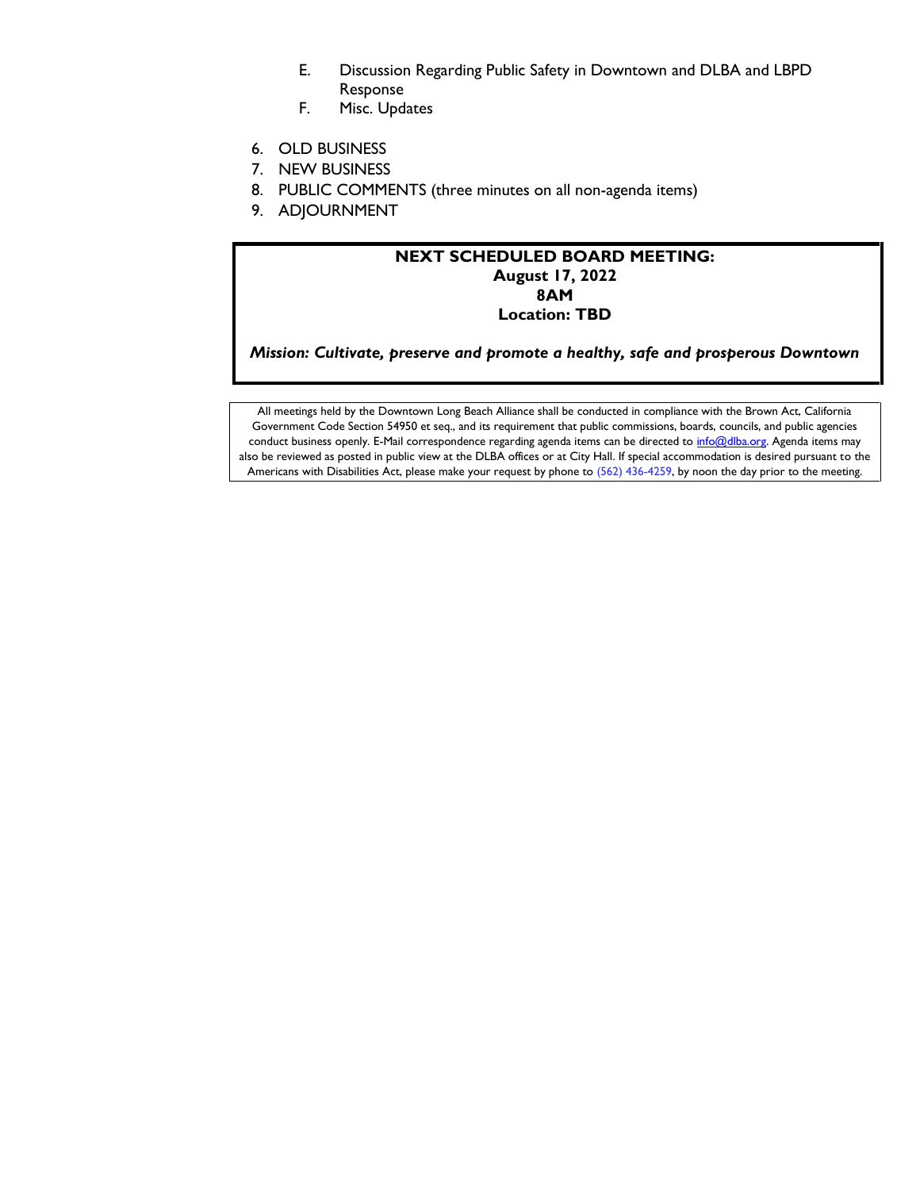E. Discussion Regarding Public Safety in Downtown and DLBA and LBPD Response

F. Misc. Updates

6. OLD BUSINESS
7. NEW BUSINESS
8. PUBLIC COMMENTS (three minutes on all non-agenda items)
9. ADJOURNMENT

**NEXT SCHEDULED BOARD MEETING:**
**August 17, 2022**
**8AM**
**Location: TBD**

***Mission: Cultivate, preserve and promote a healthy, safe and prosperous Downtown***

All meetings held by the Downtown Long Beach Alliance shall be conducted in compliance with the Brown Act, California Government Code Section 54950 et seq., and its requirement that public commissions, boards, councils, and public agencies conduct business openly. E-Mail correspondence regarding agenda items can be directed to info@dlba.org. Agenda items may also be reviewed as posted in public view at the DLBA offices or at City Hall. If special accommodation is desired pursuant to the Americans with Disabilities Act, please make your request by phone to (562) 436-4259, by noon the day prior to the meeting.